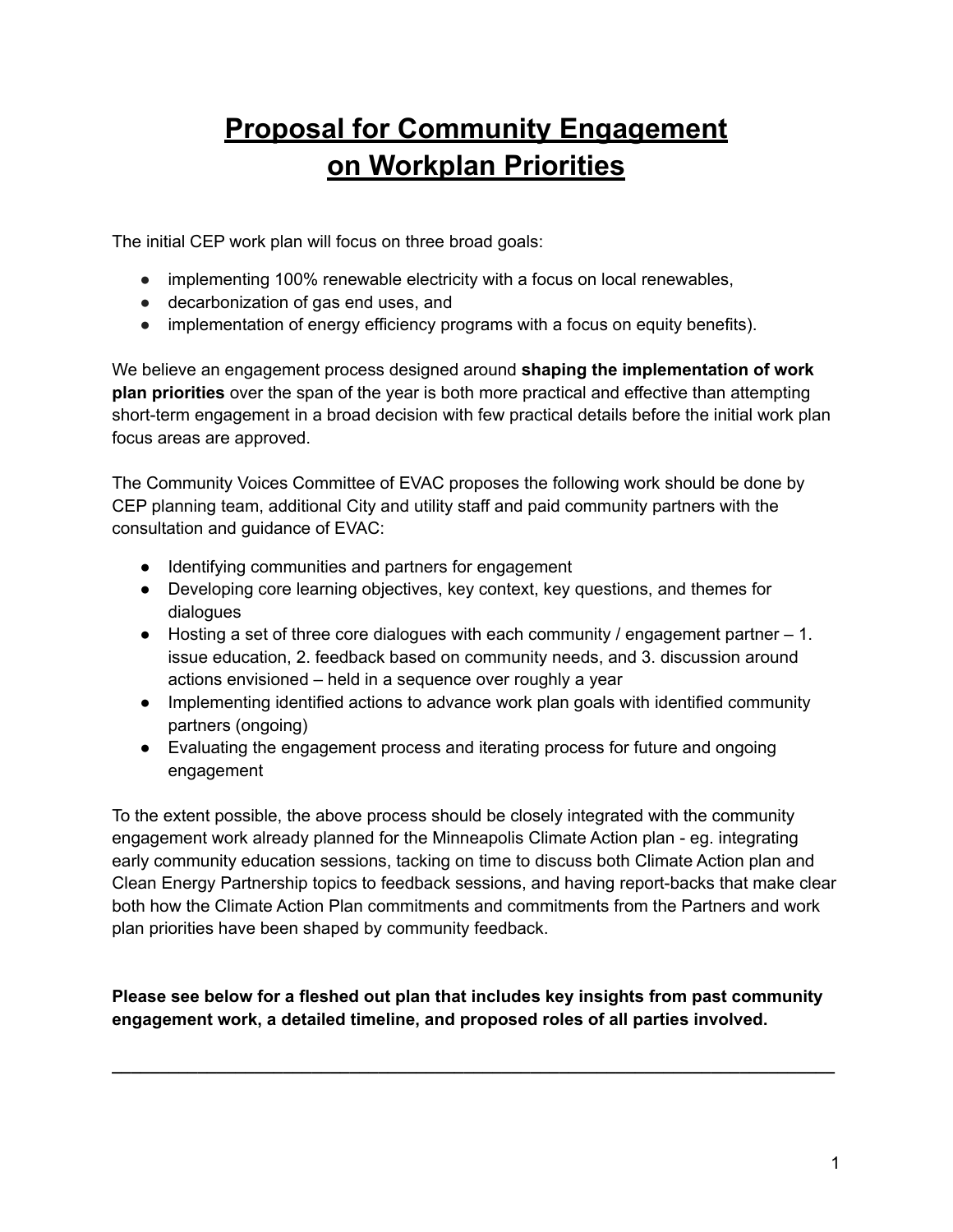# Proposal for Community Engagement on Workplan Priorities

The initial CEP work plan will focus on three broad goals:

- implementing 100% renewable electricity with a focus on local renewables,
- decarbonization of gas end uses, and
- implementation of energy efficiency programs with a focus on equity benefits).

We believe an engagement process designed around **shaping the implementation of work plan priorities** over the span of the year is both more practical and effective than attempting short-term engagement in a broad decision with few practical details before the initial work plan focus areas are approved.

The Community Voices Committee of EVAC proposes the following work should be done by CEP planning team, additional City and utility staff and paid community partners with the consultation and guidance of EVAC:

- Identifying communities and partners for engagement
- Developing core learning objectives, key context, key questions, and themes for dialogues
- Hosting a set of three core dialogues with each community / engagement partner – 1. issue education, 2. feedback based on community needs, and 3. discussion around actions envisioned – held in a sequence over roughly a year
- Implementing identified actions to advance work plan goals with identified community partners (ongoing)
- Evaluating the engagement process and iterating process for future and ongoing engagement

To the extent possible, the above process should be closely integrated with the community engagement work already planned for the Minneapolis Climate Action plan - eg. integrating early community education sessions, tacking on time to discuss both Climate Action plan and Clean Energy Partnership topics to feedback sessions, and having report-backs that make clear both how the Climate Action Plan commitments and commitments from the Partners and work plan priorities have been shaped by community feedback.

**Please see below for a fleshed out plan that includes key insights from past community engagement work, a detailed timeline, and proposed roles of all parties involved.**

---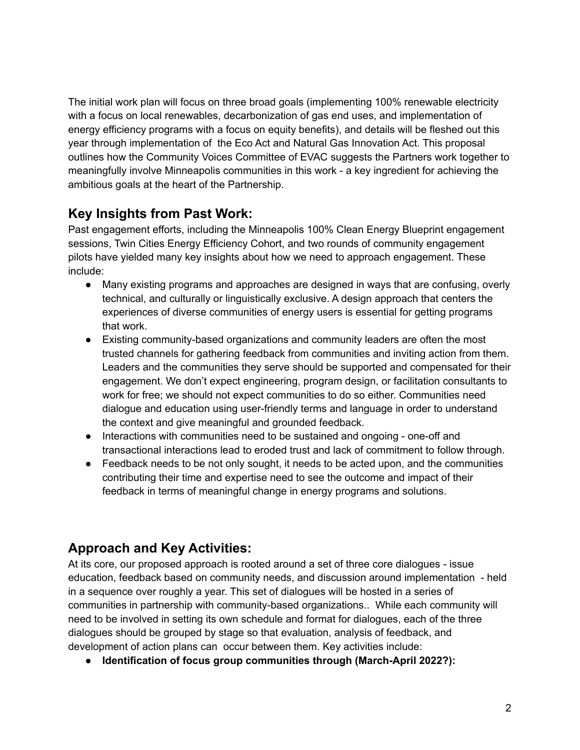The initial work plan will focus on three broad goals (implementing 100% renewable electricity with a focus on local renewables, decarbonization of gas end uses, and implementation of energy efficiency programs with a focus on equity benefits), and details will be fleshed out this year through implementation of the Eco Act and Natural Gas Innovation Act. This proposal outlines how the Community Voices Committee of EVAC suggests the Partners work together to meaningfully involve Minneapolis communities in this work - a key ingredient for achieving the ambitious goals at the heart of the Partnership.

## Key Insights from Past Work:

Past engagement efforts, including the Minneapolis 100% Clean Energy Blueprint engagement sessions, Twin Cities Energy Efficiency Cohort, and two rounds of community engagement pilots have yielded many key insights about how we need to approach engagement. These include:

- Many existing programs and approaches are designed in ways that are confusing, overly technical, and culturally or linguistically exclusive. A design approach that centers the experiences of diverse communities of energy users is essential for getting programs that work.
- Existing community-based organizations and community leaders are often the most trusted channels for gathering feedback from communities and inviting action from them. Leaders and the communities they serve should be supported and compensated for their engagement. We don't expect engineering, program design, or facilitation consultants to work for free; we should not expect communities to do so either. Communities need dialogue and education using user-friendly terms and language in order to understand the context and give meaningful and grounded feedback.
- Interactions with communities need to be sustained and ongoing - one-off and transactional interactions lead to eroded trust and lack of commitment to follow through.
- Feedback needs to be not only sought, it needs to be acted upon, and the communities contributing their time and expertise need to see the outcome and impact of their feedback in terms of meaningful change in energy programs and solutions.

## Approach and Key Activities:

At its core, our proposed approach is rooted around a set of three core dialogues - issue education, feedback based on community needs, and discussion around implementation - held in a sequence over roughly a year. This set of dialogues will be hosted in a series of communities in partnership with community-based organizations.. While each community will need to be involved in setting its own schedule and format for dialogues, each of the three dialogues should be grouped by stage so that evaluation, analysis of feedback, and development of action plans can occur between them. Key activities include:

- **Identification of focus group communities through (March-April 2022?):**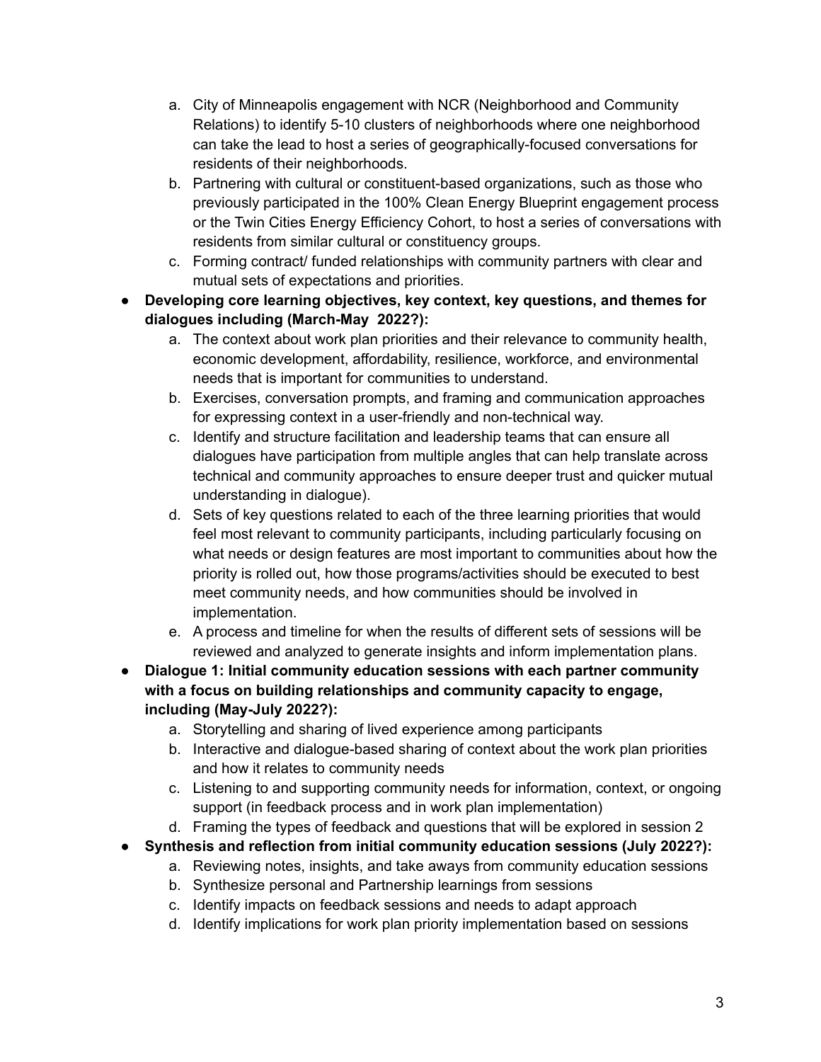a. City of Minneapolis engagement with NCR (Neighborhood and Community Relations) to identify 5-10 clusters of neighborhoods where one neighborhood can take the lead to host a series of geographically-focused conversations for residents of their neighborhoods.
   b. Partnering with cultural or constituent-based organizations, such as those who previously participated in the 100% Clean Energy Blueprint engagement process or the Twin Cities Energy Efficiency Cohort, to host a series of conversations with residents from similar cultural or constituency groups.
   c. Forming contract/ funded relationships with community partners with clear and mutual sets of expectations and priorities.

- **Developing core learning objectives, key context, key questions, and themes for dialogues including (March-May 2022?):**
   a. The context about work plan priorities and their relevance to community health, economic development, affordability, resilience, workforce, and environmental needs that is important for communities to understand.
   b. Exercises, conversation prompts, and framing and communication approaches for expressing context in a user-friendly and non-technical way.
   c. Identify and structure facilitation and leadership teams that can ensure all dialogues have participation from multiple angles that can help translate across technical and community approaches to ensure deeper trust and quicker mutual understanding in dialogue).
   d. Sets of key questions related to each of the three learning priorities that would feel most relevant to community participants, including particularly focusing on what needs or design features are most important to communities about how the priority is rolled out, how those programs/activities should be executed to best meet community needs, and how communities should be involved in implementation.
   e. A process and timeline for when the results of different sets of sessions will be reviewed and analyzed to generate insights and inform implementation plans.
- **Dialogue 1: Initial community education sessions with each partner community with a focus on building relationships and community capacity to engage, including (May-July 2022?):**
   a. Storytelling and sharing of lived experience among participants
   b. Interactive and dialogue-based sharing of context about the work plan priorities and how it relates to community needs
   c. Listening to and supporting community needs for information, context, or ongoing support (in feedback process and in work plan implementation)
   d. Framing the types of feedback and questions that will be explored in session 2
- **Synthesis and reflection from initial community education sessions (July 2022?):**
   a. Reviewing notes, insights, and take aways from community education sessions
   b. Synthesize personal and Partnership learnings from sessions
   c. Identify impacts on feedback sessions and needs to adapt approach
   d. Identify implications for work plan priority implementation based on sessions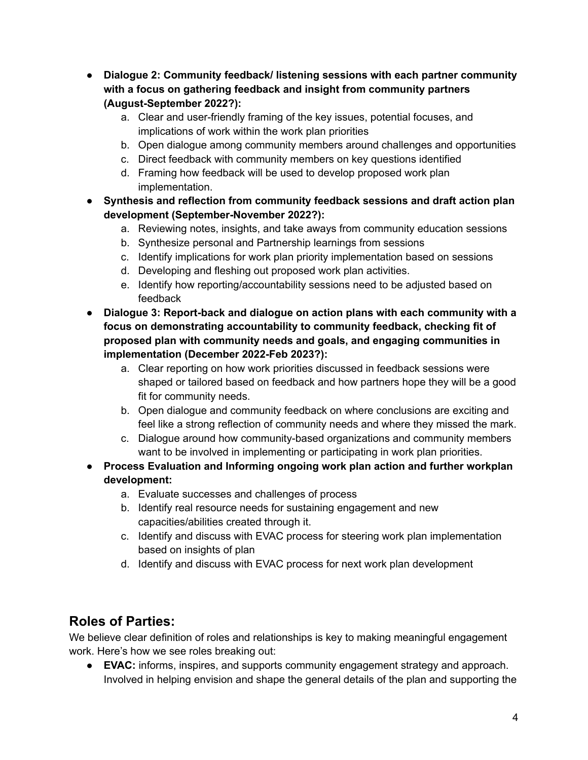- **Dialogue 2: Community feedback/ listening sessions with each partner community with a focus on gathering feedback and insight from community partners (August-September 2022?):**
    a. Clear and user-friendly framing of the key issues, potential focuses, and implications of work within the work plan priorities
    b. Open dialogue among community members around challenges and opportunities
    c. Direct feedback with community members on key questions identified
    d. Framing how feedback will be used to develop proposed work plan implementation.
- **Synthesis and reflection from community feedback sessions and draft action plan development (September-November 2022?):**
    a. Reviewing notes, insights, and take aways from community education sessions
    b. Synthesize personal and Partnership learnings from sessions
    c. Identify implications for work plan priority implementation based on sessions
    d. Developing and fleshing out proposed work plan activities.
    e. Identify how reporting/accountability sessions need to be adjusted based on feedback
- **Dialogue 3: Report-back and dialogue on action plans with each community with a focus on demonstrating accountability to community feedback, checking fit of proposed plan with community needs and goals, and engaging communities in implementation (December 2022-Feb 2023?):**
    a. Clear reporting on how work priorities discussed in feedback sessions were shaped or tailored based on feedback and how partners hope they will be a good fit for community needs.
    b. Open dialogue and community feedback on where conclusions are exciting and feel like a strong reflection of community needs and where they missed the mark.
    c. Dialogue around how community-based organizations and community members want to be involved in implementing or participating in work plan priorities.
- **Process Evaluation and Informing ongoing work plan action and further workplan development:**
    a. Evaluate successes and challenges of process
    b. Identify real resource needs for sustaining engagement and new capacities/abilities created through it.
    c. Identify and discuss with EVAC process for steering work plan implementation based on insights of plan
    d. Identify and discuss with EVAC process for next work plan development

## Roles of Parties:

We believe clear definition of roles and relationships is key to making meaningful engagement work. Here's how we see roles breaking out:

- **EVAC:** informs, inspires, and supports community engagement strategy and approach. Involved in helping envision and shape the general details of the plan and supporting the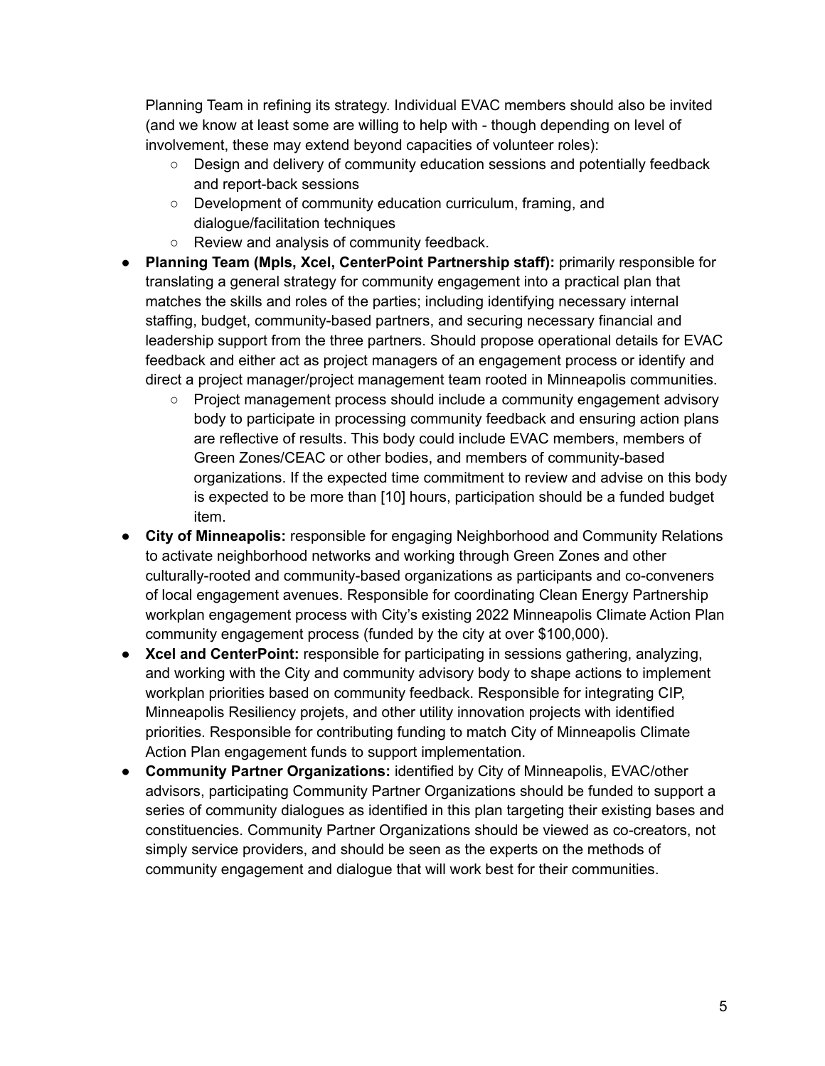Planning Team in refining its strategy. Individual EVAC members should also be invited (and we know at least some are willing to help with - though depending on level of involvement, these may extend beyond capacities of volunteer roles):

- Design and delivery of community education sessions and potentially feedback and report-back sessions
- Development of community education curriculum, framing, and dialogue/facilitation techniques
- Review and analysis of community feedback.

- **Planning Team (Mpls, Xcel, CenterPoint Partnership staff):** primarily responsible for translating a general strategy for community engagement into a practical plan that matches the skills and roles of the parties; including identifying necessary internal staffing, budget, community-based partners, and securing necessary financial and leadership support from the three partners. Should propose operational details for EVAC feedback and either act as project managers of an engagement process or identify and direct a project manager/project management team rooted in Minneapolis communities.
  - Project management process should include a community engagement advisory body to participate in processing community feedback and ensuring action plans are reflective of results. This body could include EVAC members, members of Green Zones/CEAC or other bodies, and members of community-based organizations. If the expected time commitment to review and advise on this body is expected to be more than [10] hours, participation should be a funded budget item.
- **City of Minneapolis:** responsible for engaging Neighborhood and Community Relations to activate neighborhood networks and working through Green Zones and other culturally-rooted and community-based organizations as participants and co-conveners of local engagement avenues. Responsible for coordinating Clean Energy Partnership workplan engagement process with City's existing 2022 Minneapolis Climate Action Plan community engagement process (funded by the city at over $100,000).
- **Xcel and CenterPoint:** responsible for participating in sessions gathering, analyzing, and working with the City and community advisory body to shape actions to implement workplan priorities based on community feedback. Responsible for integrating CIP, Minneapolis Resiliency projets, and other utility innovation projects with identified priorities. Responsible for contributing funding to match City of Minneapolis Climate Action Plan engagement funds to support implementation.
- **Community Partner Organizations:** identified by City of Minneapolis, EVAC/other advisors, participating Community Partner Organizations should be funded to support a series of community dialogues as identified in this plan targeting their existing bases and constituencies. Community Partner Organizations should be viewed as co-creators, not simply service providers, and should be seen as the experts on the methods of community engagement and dialogue that will work best for their communities.